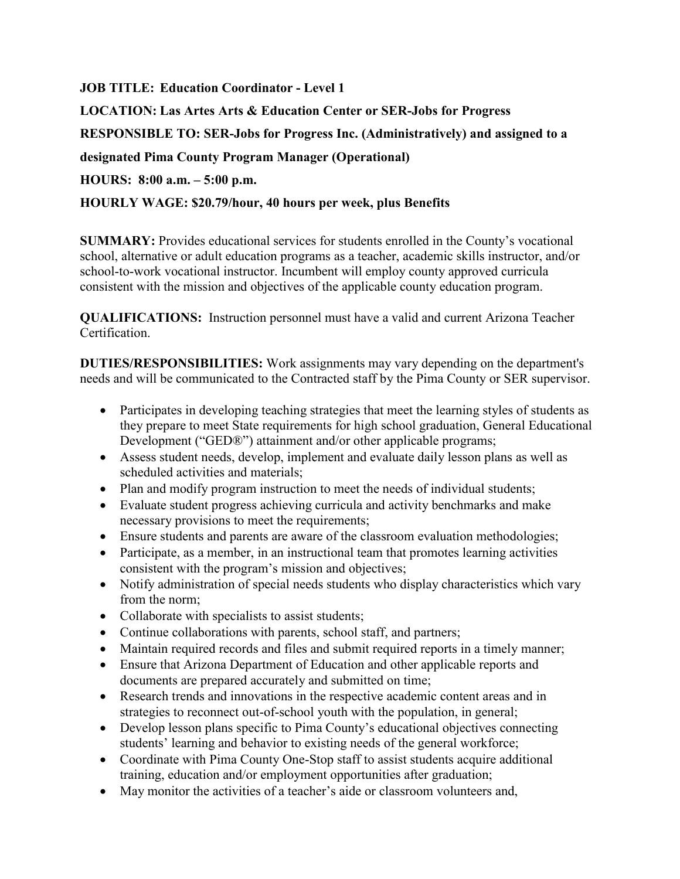**JOB TITLE: Education Coordinator - Level 1**

**LOCATION: Las Artes Arts & Education Center or SER-Jobs for Progress**

**RESPONSIBLE TO: SER-Jobs for Progress Inc. (Administratively) and assigned to a designated Pima County Program Manager (Operational)**

**HOURS: 8:00 a.m. – 5:00 p.m.**

**HOURLY WAGE: $20.79/hour, 40 hours per week, plus Benefits**

**SUMMARY:** Provides educational services for students enrolled in the County's vocational school, alternative or adult education programs as a teacher, academic skills instructor, and/or school-to-work vocational instructor. Incumbent will employ county approved curricula consistent with the mission and objectives of the applicable county education program.

**QUALIFICATIONS:** Instruction personnel must have a valid and current Arizona Teacher Certification.

**DUTIES/RESPONSIBILITIES:** Work assignments may vary depending on the department's needs and will be communicated to the Contracted staff by the Pima County or SER supervisor.

- Participates in developing teaching strategies that meet the learning styles of students as they prepare to meet State requirements for high school graduation, General Educational Development ("GED®") attainment and/or other applicable programs;
- Assess student needs, develop, implement and evaluate daily lesson plans as well as scheduled activities and materials;
- Plan and modify program instruction to meet the needs of individual students;
- Evaluate student progress achieving curricula and activity benchmarks and make necessary provisions to meet the requirements;
- Ensure students and parents are aware of the classroom evaluation methodologies;
- Participate, as a member, in an instructional team that promotes learning activities consistent with the program's mission and objectives;
- Notify administration of special needs students who display characteristics which vary from the norm;
- Collaborate with specialists to assist students;
- Continue collaborations with parents, school staff, and partners;
- Maintain required records and files and submit required reports in a timely manner;
- Ensure that Arizona Department of Education and other applicable reports and documents are prepared accurately and submitted on time;
- Research trends and innovations in the respective academic content areas and in strategies to reconnect out-of-school youth with the population, in general;
- Develop lesson plans specific to Pima County's educational objectives connecting students' learning and behavior to existing needs of the general workforce;
- Coordinate with Pima County One-Stop staff to assist students acquire additional training, education and/or employment opportunities after graduation;
- May monitor the activities of a teacher's aide or classroom volunteers and,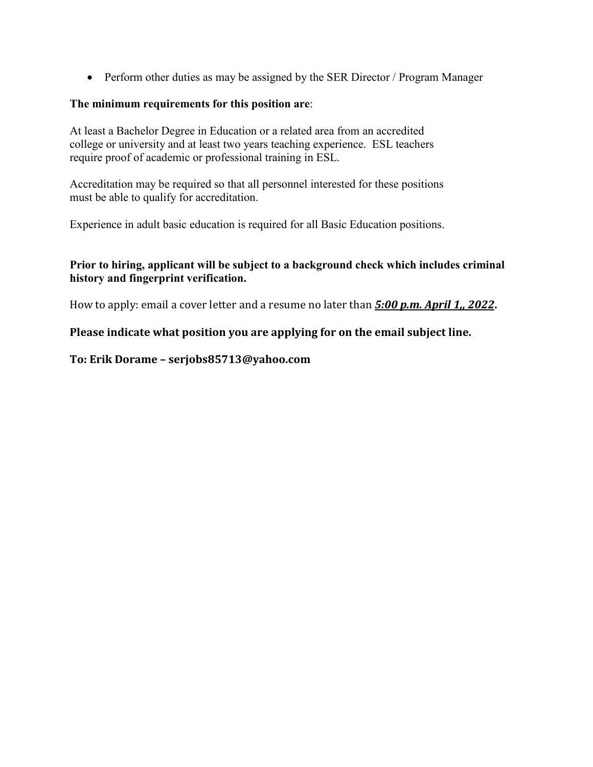- Perform other duties as may be assigned by the SER Director / Program Manager

**The minimum requirements for this position are**:

At least a Bachelor Degree in Education or a related area from an accredited college or university and at least two years teaching experience. ESL teachers require proof of academic or professional training in ESL.

Accreditation may be required so that all personnel interested for these positions must be able to qualify for accreditation.

Experience in adult basic education is required for all Basic Education positions.

**Prior to hiring, applicant will be subject to a background check which includes criminal history and fingerprint verification.**

How to apply: email a cover letter and a resume no later than ***5:00 p.m. April 1,, 2022*****.**

**Please indicate what position you are applying for on the email subject line.**

**To: Erik Dorame – serjobs85713@yahoo.com**